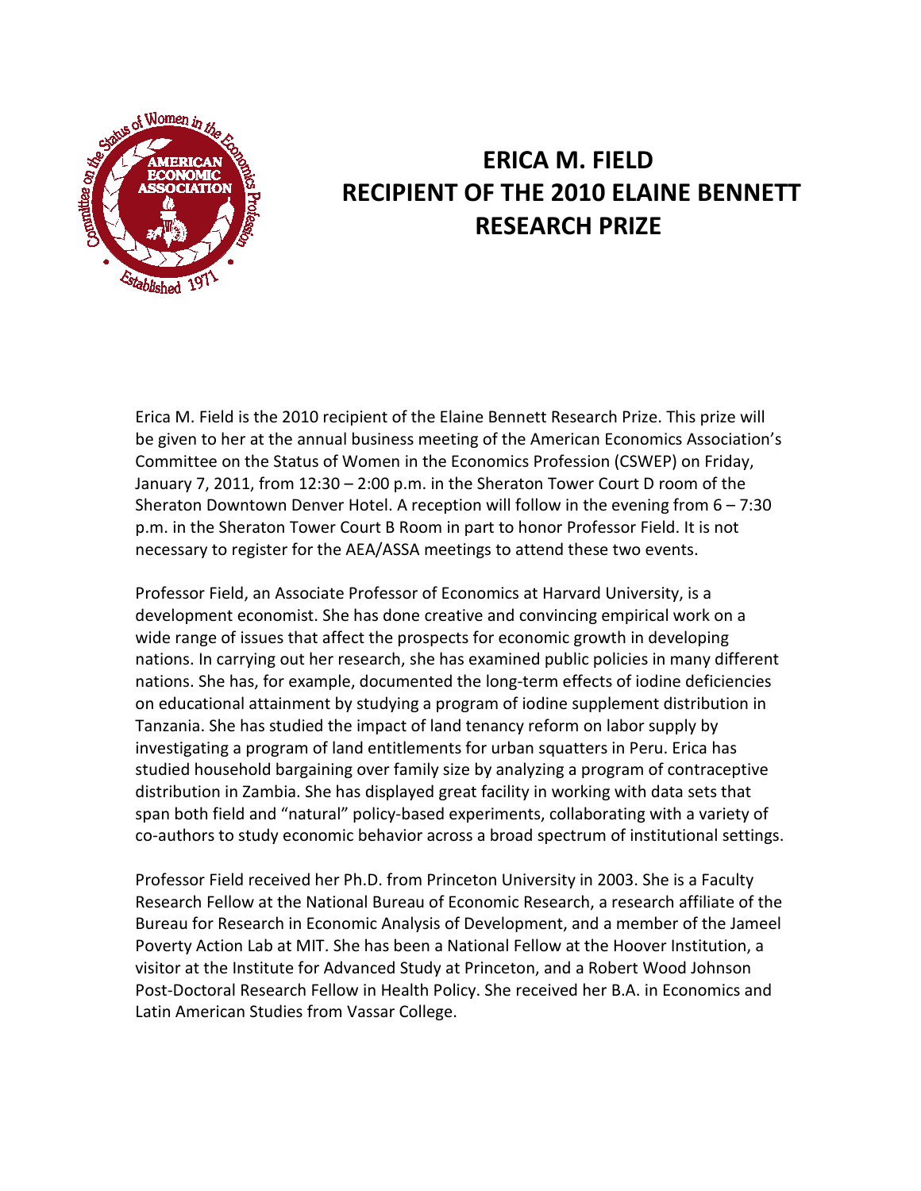# ERICA M. FIELD
# RECIPIENT OF THE 2010 ELAINE BENNETT RESEARCH PRIZE

Erica M. Field is the 2010 recipient of the Elaine Bennett Research Prize. This prize will be given to her at the annual business meeting of the American Economics Association's Committee on the Status of Women in the Economics Profession (CSWEP) on Friday, January 7, 2011, from 12:30 – 2:00 p.m. in the Sheraton Tower Court D room of the Sheraton Downtown Denver Hotel. A reception will follow in the evening from 6 – 7:30 p.m. in the Sheraton Tower Court B Room in part to honor Professor Field. It is not necessary to register for the AEA/ASSA meetings to attend these two events.

Professor Field, an Associate Professor of Economics at Harvard University, is a development economist. She has done creative and convincing empirical work on a wide range of issues that affect the prospects for economic growth in developing nations. In carrying out her research, she has examined public policies in many different nations. She has, for example, documented the long-term effects of iodine deficiencies on educational attainment by studying a program of iodine supplement distribution in Tanzania. She has studied the impact of land tenancy reform on labor supply by investigating a program of land entitlements for urban squatters in Peru. Erica has studied household bargaining over family size by analyzing a program of contraceptive distribution in Zambia. She has displayed great facility in working with data sets that span both field and "natural" policy-based experiments, collaborating with a variety of co-authors to study economic behavior across a broad spectrum of institutional settings.

Professor Field received her Ph.D. from Princeton University in 2003. She is a Faculty Research Fellow at the National Bureau of Economic Research, a research affiliate of the Bureau for Research in Economic Analysis of Development, and a member of the Jameel Poverty Action Lab at MIT. She has been a National Fellow at the Hoover Institution, a visitor at the Institute for Advanced Study at Princeton, and a Robert Wood Johnson Post-Doctoral Research Fellow in Health Policy. She received her B.A. in Economics and Latin American Studies from Vassar College.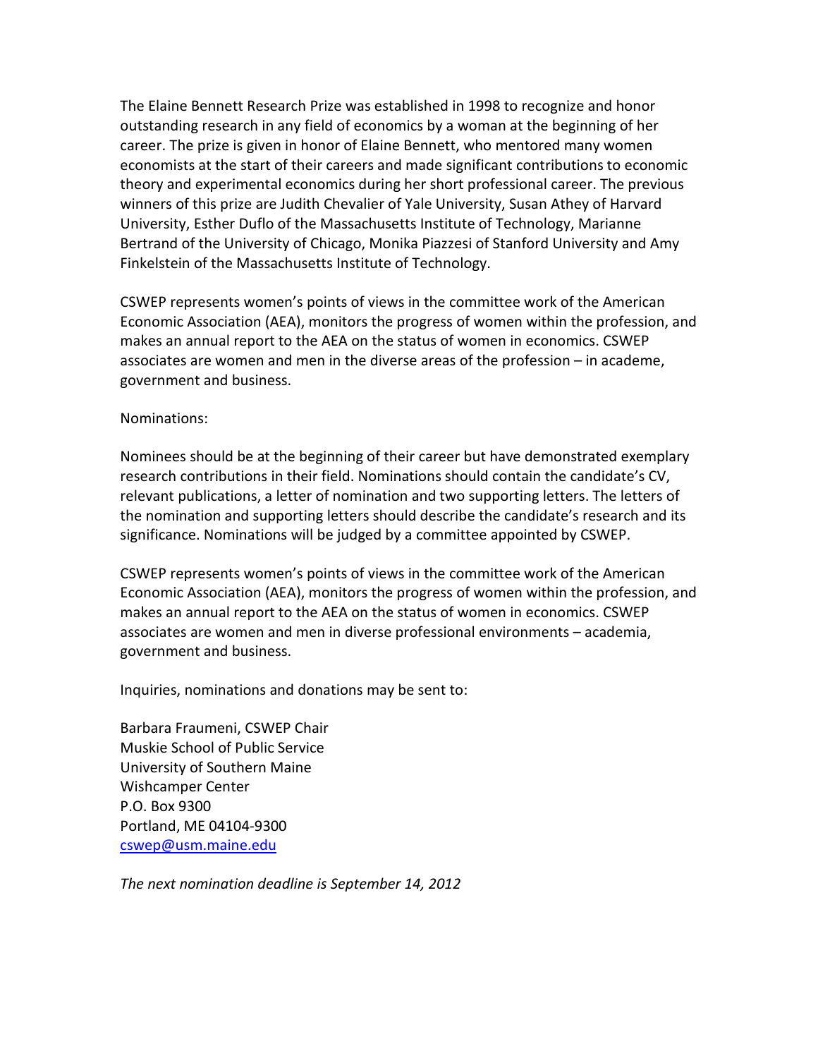The Elaine Bennett Research Prize was established in 1998 to recognize and honor outstanding research in any field of economics by a woman at the beginning of her career. The prize is given in honor of Elaine Bennett, who mentored many women economists at the start of their careers and made significant contributions to economic theory and experimental economics during her short professional career. The previous winners of this prize are Judith Chevalier of Yale University, Susan Athey of Harvard University, Esther Duflo of the Massachusetts Institute of Technology, Marianne Bertrand of the University of Chicago, Monika Piazzesi of Stanford University and Amy Finkelstein of the Massachusetts Institute of Technology.

CSWEP represents women's points of views in the committee work of the American Economic Association (AEA), monitors the progress of women within the profession, and makes an annual report to the AEA on the status of women in economics. CSWEP associates are women and men in the diverse areas of the profession – in academe, government and business.

Nominations:

Nominees should be at the beginning of their career but have demonstrated exemplary research contributions in their field. Nominations should contain the candidate's CV, relevant publications, a letter of nomination and two supporting letters. The letters of the nomination and supporting letters should describe the candidate's research and its significance. Nominations will be judged by a committee appointed by CSWEP.

CSWEP represents women's points of views in the committee work of the American Economic Association (AEA), monitors the progress of women within the profession, and makes an annual report to the AEA on the status of women in economics. CSWEP associates are women and men in diverse professional environments – academia, government and business.

Inquiries, nominations and donations may be sent to:

Barbara Fraumeni, CSWEP Chair
Muskie School of Public Service
University of Southern Maine
Wishcamper Center
P.O. Box 9300
Portland, ME 04104-9300
cswep@usm.maine.edu

*The next nomination deadline is September 14, 2012*